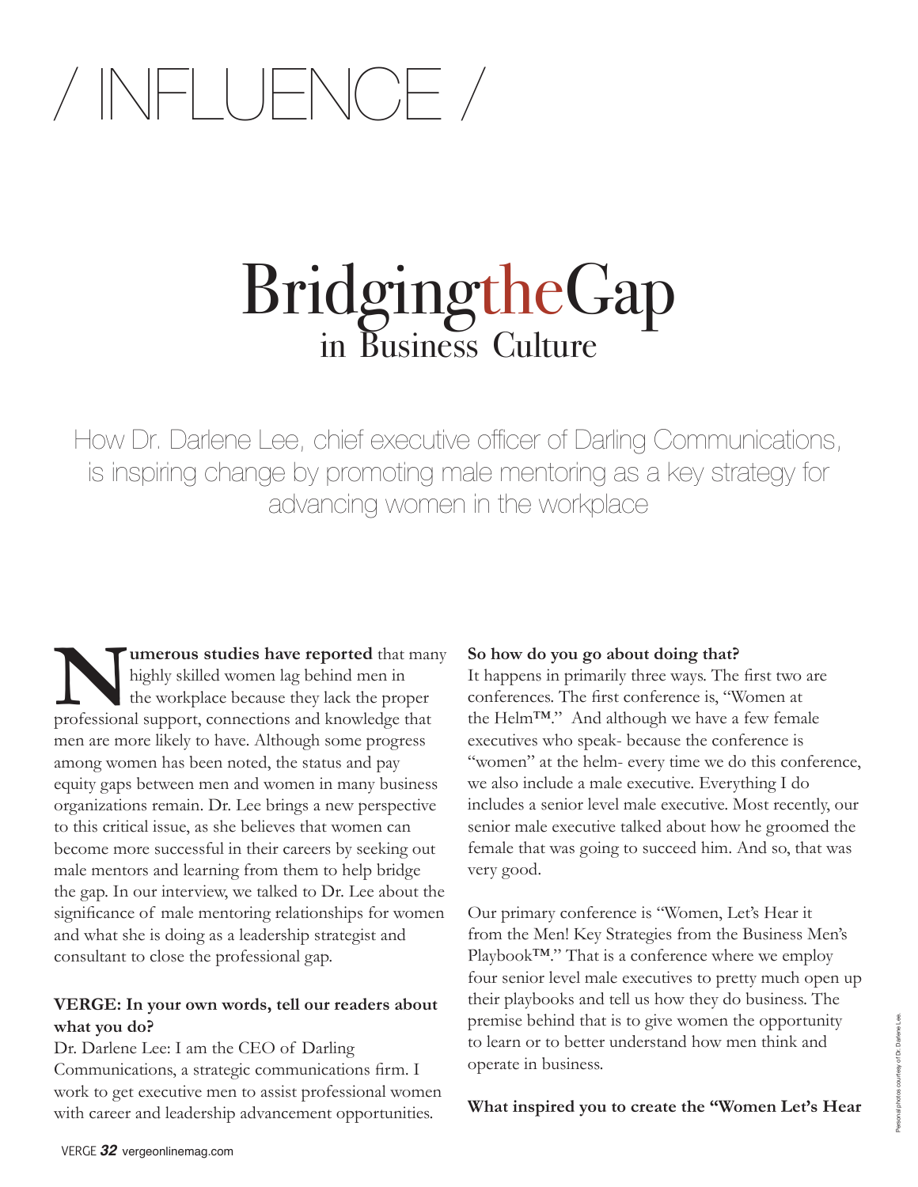/ INFLUENCE /

# Bridging the Gap in Business Culture

How Dr. Darlene Lee, chief executive officer of Darling Communications, is inspiring change by promoting male mentoring as a key strategy for advancing women in the workplace

**Numerous studies have reported** that many highly skilled women lag behind men in the workplace because they lack the proper professional support, connections and knowledge that men are more likely to have. Although some progress among women has been noted, the status and pay equity gaps between men and women in many business organizations remain. Dr. Lee brings a new perspective to this critical issue, as she believes that women can become more successful in their careers by seeking out male mentors and learning from them to help bridge the gap. In our interview, we talked to Dr. Lee about the significance of male mentoring relationships for women and what she is doing as a leadership strategist and consultant to close the professional gap.

**VERGE: In your own words, tell our readers about what you do?**

Dr. Darlene Lee: I am the CEO of Darling Communications, a strategic communications firm. I work to get executive men to assist professional women with career and leadership advancement opportunities.

**So how do you go about doing that?**

It happens in primarily three ways. The first two are conferences. The first conference is, "Women at the Helm™." And although we have a few female executives who speak- because the conference is "women" at the helm- every time we do this conference, we also include a male executive. Everything I do includes a senior level male executive. Most recently, our senior male executive talked about how he groomed the female that was going to succeed him. And so, that was very good.

Our primary conference is "Women, Let's Hear it from the Men! Key Strategies from the Business Men's Playbook™." That is a conference where we employ four senior level male executives to pretty much open up their playbooks and tell us how they do business. The premise behind that is to give women the opportunity to learn or to better understand how men think and operate in business.

**What inspired you to create the "Women Let's Hear**

Personal photos courtesy of Dr. Darlene Lee.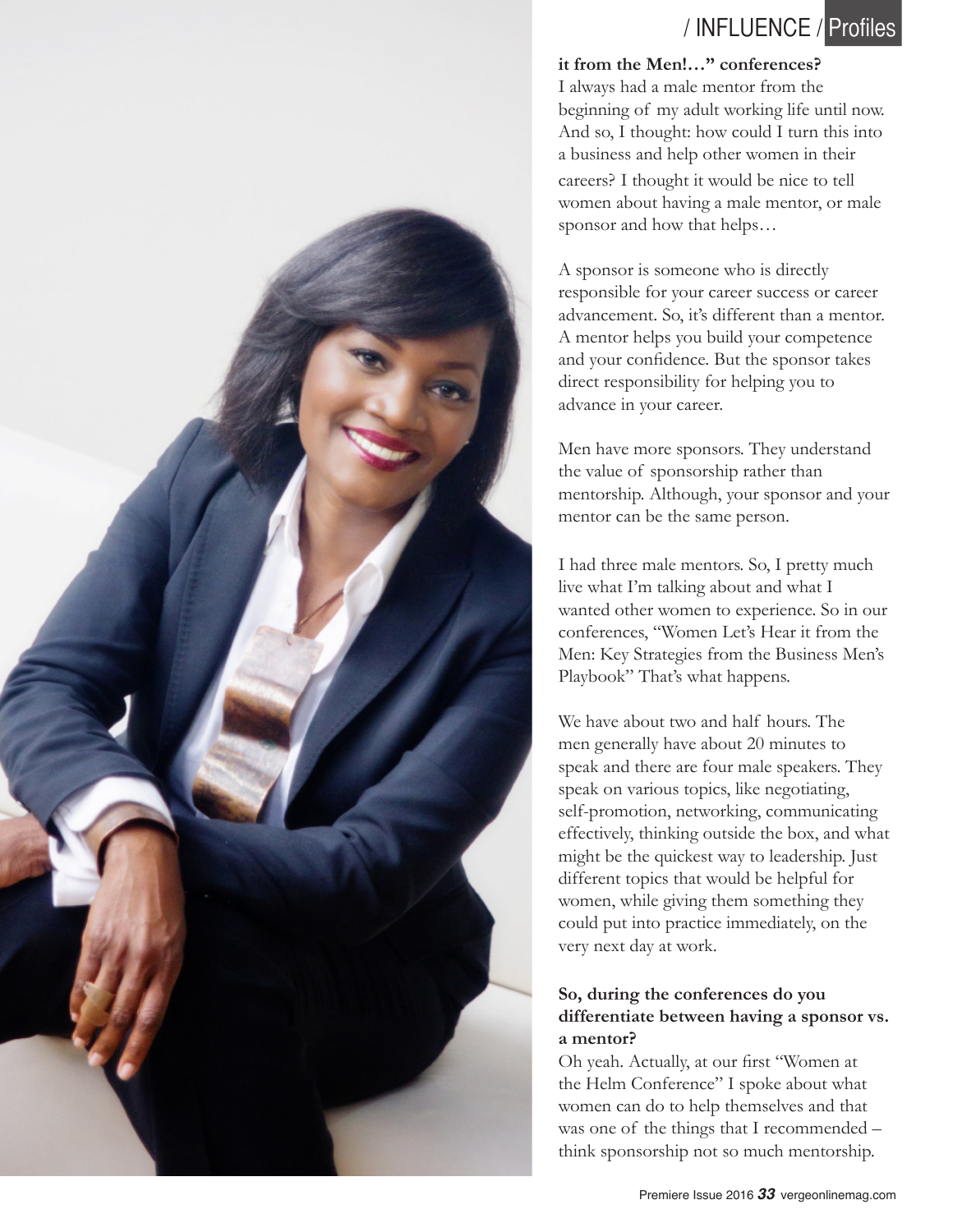**it from the Men!…" conferences?**
I always had a male mentor from the beginning of my adult working life until now. And so, I thought: how could I turn this into a business and help other women in their careers? I thought it would be nice to tell women about having a male mentor, or male sponsor and how that helps…

A sponsor is someone who is directly responsible for your career success or career advancement. So, it's different than a mentor. A mentor helps you build your competence and your confidence. But the sponsor takes direct responsibility for helping you to advance in your career.

Men have more sponsors. They understand the value of sponsorship rather than mentorship. Although, your sponsor and your mentor can be the same person.

I had three male mentors. So, I pretty much live what I'm talking about and what I wanted other women to experience. So in our conferences, "Women Let's Hear it from the Men: Key Strategies from the Business Men's Playbook" That's what happens.

We have about two and half hours. The men generally have about 20 minutes to speak and there are four male speakers. They speak on various topics, like negotiating, self-promotion, networking, communicating effectively, thinking outside the box, and what might be the quickest way to leadership. Just different topics that would be helpful for women, while giving them something they could put into practice immediately, on the very next day at work.

**So, during the conferences do you differentiate between having a sponsor vs. a mentor?**
Oh yeah. Actually, at our first "Women at the Helm Conference" I spoke about what women can do to help themselves and that was one of the things that I recommended – think sponsorship not so much mentorship.